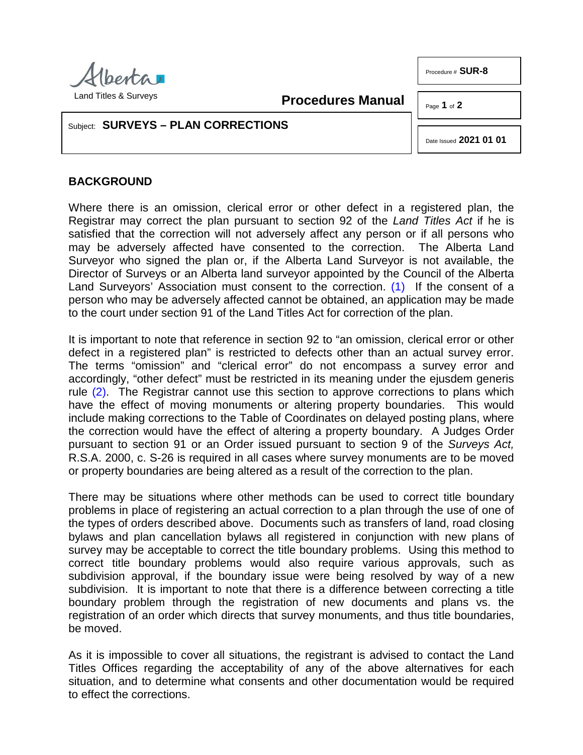Alberta Land Titles & Surveys

**Procedures Manual**

Procedure # **SUR-8**

Date Issued **2021 01 01**

Subject: **SURVEYS – PLAN CORRECTIONS**

## BACKGROUND

Where there is an omission, clerical error or other defect in a registered plan, the Registrar may correct the plan pursuant to section 92 of the *Land Titles Act* if he is satisfied that the correction will not adversely affect any person or if all persons who may be adversely affected have consented to the correction. The Alberta Land Surveyor who signed the plan or, if the Alberta Land Surveyor is not available, the Director of Surveys or an Alberta land surveyor appointed by the Council of the Alberta Land Surveyors' Association must consent to the correction. (1) If the consent of a person who may be adversely affected cannot be obtained, an application may be made to the court under section 91 of the Land Titles Act for correction of the plan.

It is important to note that reference in section 92 to "an omission, clerical error or other defect in a registered plan" is restricted to defects other than an actual survey error. The terms "omission" and "clerical error" do not encompass a survey error and accordingly, "other defect" must be restricted in its meaning under the ejusdem generis rule (2). The Registrar cannot use this section to approve corrections to plans which have the effect of moving monuments or altering property boundaries. This would include making corrections to the Table of Coordinates on delayed posting plans, where the correction would have the effect of altering a property boundary. A Judges Order pursuant to section 91 or an Order issued pursuant to section 9 of the *Surveys Act,* R.S.A. 2000, c. S-26 is required in all cases where survey monuments are to be moved or property boundaries are being altered as a result of the correction to the plan.

There may be situations where other methods can be used to correct title boundary problems in place of registering an actual correction to a plan through the use of one of the types of orders described above. Documents such as transfers of land, road closing bylaws and plan cancellation bylaws all registered in conjunction with new plans of survey may be acceptable to correct the title boundary problems. Using this method to correct title boundary problems would also require various approvals, such as subdivision approval, if the boundary issue were being resolved by way of a new subdivision. It is important to note that there is a difference between correcting a title boundary problem through the registration of new documents and plans vs. the registration of an order which directs that survey monuments, and thus title boundaries, be moved.

As it is impossible to cover all situations, the registrant is advised to contact the Land Titles Offices regarding the acceptability of any of the above alternatives for each situation, and to determine what consents and other documentation would be required to effect the corrections.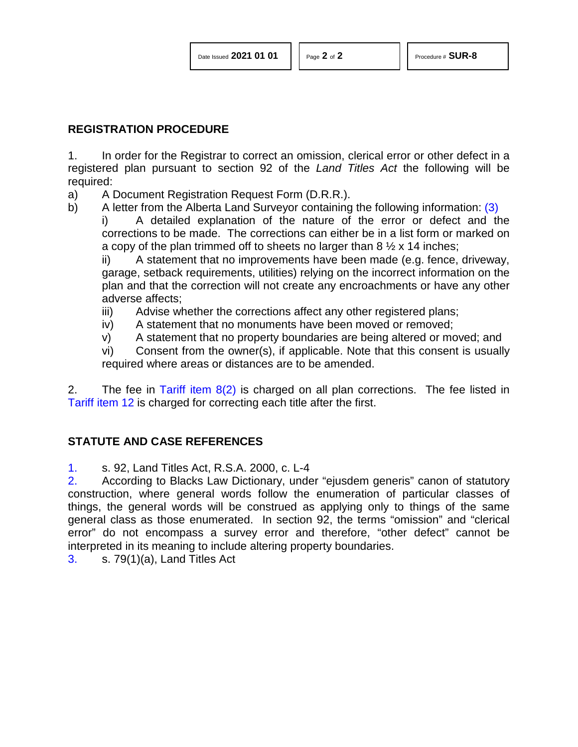## REGISTRATION PROCEDURE

1. In order for the Registrar to correct an omission, clerical error or other defect in a registered plan pursuant to section 92 of the *Land Titles Act* the following will be required:

a) A Document Registration Request Form (D.R.R.).

b) A letter from the Alberta Land Surveyor containing the following information: (3)

   i) A detailed explanation of the nature of the error or defect and the corrections to be made. The corrections can either be in a list form or marked on a copy of the plan trimmed off to sheets no larger than 8 ½ x 14 inches;

   ii) A statement that no improvements have been made (e.g. fence, driveway, garage, setback requirements, utilities) relying on the incorrect information on the plan and that the correction will not create any encroachments or have any other adverse affects;

   iii) Advise whether the corrections affect any other registered plans;

   iv) A statement that no monuments have been moved or removed;

   v) A statement that no property boundaries are being altered or moved; and

   vi) Consent from the owner(s), if applicable. Note that this consent is usually required where areas or distances are to be amended.

2. The fee in Tariff item 8(2) is charged on all plan corrections. The fee listed in Tariff item 12 is charged for correcting each title after the first.

## STATUTE AND CASE REFERENCES

1. s. 92, Land Titles Act, R.S.A. 2000, c. L-4
2. According to Blacks Law Dictionary, under "ejusdem generis" canon of statutory construction, where general words follow the enumeration of particular classes of things, the general words will be construed as applying only to things of the same general class as those enumerated. In section 92, the terms "omission" and "clerical error" do not encompass a survey error and therefore, "other defect" cannot be interpreted in its meaning to include altering property boundaries.
3. s. 79(1)(a), Land Titles Act